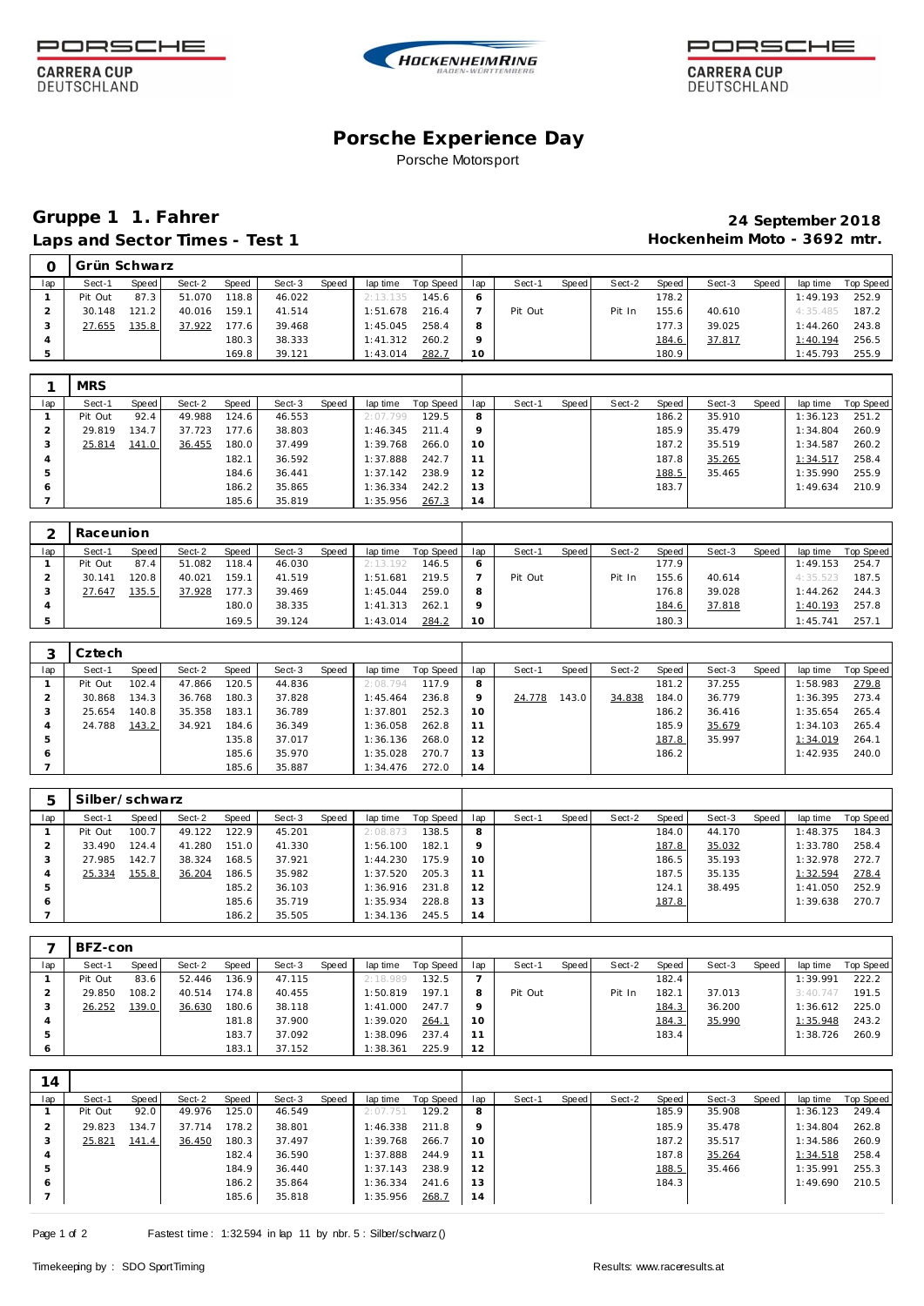# Porsche Experience Day

Porsche Motorsport

## Gruppe 1 1. Fahrer

**Laps and Sector Times - Test 1**

**24 September 2018**

**Hockenheim Moto - 3692 mtr.**

### 0 Grün Schwarz

| lap | Sect-1 | Speed | Sect-2 | Speed | Sect-3 | Speed | lap time | Top Speed | lap | Sect-1 | Speed | Sect-2 | Speed | Sect-3 | Speed | lap time | Top Speed |
|---|---|---|---|---|---|---|---|---|---|---|---|---|---|---|---|---|---|
| 1 | Pit Out | 87.3 | 51.070 | 118.8 | 46.022 | | 2:13.135 | 145.6 | 6 | | | | 178.2 | | | 1:49.193 | 252.9 |
| 2 | 30.148 | 121.2 | 40.016 | 159.1 | 41.514 | | 1:51.678 | 216.4 | 7 | Pit Out | | Pit In | 155.6 | 40.610 | | 4:35.485 | 187.2 |
| 3 | 27.655 | 135.8 | 37.922 | 177.6 | 39.468 | | 1:45.045 | 258.4 | 8 | | | | 177.3 | 39.025 | | 1:44.260 | 243.8 |
| 4 | | | | 180.3 | 38.333 | | 1:41.312 | 260.2 | 9 | | | | 184.6 | 37.817 | | 1:40.194 | 256.5 |
| 5 | | | | 169.8 | 39.121 | | 1:43.014 | 282.7 | 10 | | | | 180.9 | | | 1:45.793 | 255.9 |

### 1 MRS

| lap | Sect-1 | Speed | Sect-2 | Speed | Sect-3 | Speed | lap time | Top Speed | lap | Sect-1 | Speed | Sect-2 | Speed | Sect-3 | Speed | lap time | Top Speed |
|---|---|---|---|---|---|---|---|---|---|---|---|---|---|---|---|---|---|
| 1 | Pit Out | 92.4 | 49.988 | 124.6 | 46.553 | | 2:07.799 | 129.5 | 8 | | | | 186.2 | 35.910 | | 1:36.123 | 251.2 |
| 2 | 29.819 | 134.7 | 37.723 | 177.6 | 38.803 | | 1:46.345 | 211.4 | 9 | | | | 185.9 | 35.479 | | 1:34.804 | 260.9 |
| 3 | 25.814 | 141.0 | 36.455 | 180.0 | 37.499 | | 1:39.768 | 266.0 | 10 | | | | 187.2 | 35.519 | | 1:34.587 | 260.2 |
| 4 | | | | 182.1 | 36.592 | | 1:37.888 | 242.7 | 11 | | | | 187.8 | 35.265 | | 1:34.517 | 258.4 |
| 5 | | | | 184.6 | 36.441 | | 1:37.142 | 238.9 | 12 | | | | 188.5 | 35.465 | | 1:35.990 | 255.9 |
| 6 | | | | 186.2 | 35.865 | | 1:36.334 | 242.2 | 13 | | | | 183.7 | | | 1:49.634 | 210.9 |
| 7 | | | | 185.6 | 35.819 | | 1:35.956 | 267.3 | 14 | | | | | | | | |

### 2 Raceunion

| lap | Sect-1 | Speed | Sect-2 | Speed | Sect-3 | Speed | lap time | Top Speed | lap | Sect-1 | Speed | Sect-2 | Speed | Sect-3 | Speed | lap time | Top Speed |
|---|---|---|---|---|---|---|---|---|---|---|---|---|---|---|---|---|---|
| 1 | Pit Out | 87.4 | 51.082 | 118.4 | 46.030 | | 2:13.192 | 146.5 | 6 | | | | 177.9 | | | 1:49.153 | 254.7 |
| 2 | 30.141 | 120.8 | 40.021 | 159.1 | 41.519 | | 1:51.681 | 219.5 | 7 | Pit Out | | Pit In | 155.6 | 40.614 | | 4:35.523 | 187.5 |
| 3 | 27.647 | 135.5 | 37.928 | 177.3 | 39.469 | | 1:45.044 | 259.0 | 8 | | | | 176.8 | 39.028 | | 1:44.262 | 244.3 |
| 4 | | | | 180.0 | 38.335 | | 1:41.313 | 262.1 | 9 | | | | 184.6 | 37.818 | | 1:40.193 | 257.8 |
| 5 | | | | 169.5 | 39.124 | | 1:43.014 | 284.2 | 10 | | | | 180.3 | | | 1:45.741 | 257.1 |

### 3 Cztech

| lap | Sect-1 | Speed | Sect-2 | Speed | Sect-3 | Speed | lap time | Top Speed | lap | Sect-1 | Speed | Sect-2 | Speed | Sect-3 | Speed | lap time | Top Speed |
|---|---|---|---|---|---|---|---|---|---|---|---|---|---|---|---|---|---|
| 1 | Pit Out | 102.4 | 47.866 | 120.5 | 44.836 | | 2:08.794 | 117.9 | 8 | | | | 181.2 | 37.255 | | 1:58.983 | 279.8 |
| 2 | 30.868 | 134.3 | 36.768 | 180.3 | 37.828 | | 1:45.464 | 236.8 | 9 | 24.778 | 143.0 | 34.838 | 184.0 | 36.779 | | 1:36.395 | 273.4 |
| 3 | 25.654 | 140.8 | 35.358 | 183.1 | 36.789 | | 1:37.801 | 252.3 | 10 | | | | 186.2 | 36.416 | | 1:35.654 | 265.4 |
| 4 | 24.788 | 143.2 | 34.921 | 184.6 | 36.349 | | 1:36.058 | 262.8 | 11 | | | | 185.9 | 35.679 | | 1:34.103 | 265.4 |
| 5 | | | | 135.8 | 37.017 | | 1:36.136 | 268.0 | 12 | | | | 187.8 | 35.997 | | 1:34.019 | 264.1 |
| 6 | | | | 185.6 | 35.970 | | 1:35.028 | 270.7 | 13 | | | | 186.2 | | | 1:42.935 | 240.0 |
| 7 | | | | 185.6 | 35.887 | | 1:34.476 | 272.0 | 14 | | | | | | | | |

### 5 Silber/schwarz

| lap | Sect-1 | Speed | Sect-2 | Speed | Sect-3 | Speed | lap time | Top Speed | lap | Sect-1 | Speed | Sect-2 | Speed | Sect-3 | Speed | lap time | Top Speed |
|---|---|---|---|---|---|---|---|---|---|---|---|---|---|---|---|---|---|
| 1 | Pit Out | 100.7 | 49.122 | 122.9 | 45.201 | | 2:08.873 | 138.5 | 8 | | | | 184.0 | 44.170 | | 1:48.375 | 184.3 |
| 2 | 33.490 | 124.4 | 41.280 | 151.0 | 41.330 | | 1:56.100 | 182.1 | 9 | | | | 187.8 | 35.032 | | 1:33.780 | 258.4 |
| 3 | 27.985 | 142.7 | 38.324 | 168.5 | 37.921 | | 1:44.230 | 175.9 | 10 | | | | 186.5 | 35.193 | | 1:32.978 | 272.7 |
| 4 | 25.334 | 155.8 | 36.204 | 186.5 | 35.982 | | 1:37.520 | 205.3 | 11 | | | | 187.5 | 35.135 | | 1:32.594 | 278.4 |
| 5 | | | | 185.2 | 36.103 | | 1:36.916 | 231.8 | 12 | | | | 124.1 | 38.495 | | 1:41.050 | 252.9 |
| 6 | | | | 185.6 | 35.719 | | 1:35.934 | 228.8 | 13 | | | | 187.8 | | | 1:39.638 | 270.7 |
| 7 | | | | 186.2 | 35.505 | | 1:34.136 | 245.5 | 14 | | | | | | | | |

### 7 BFZ-con

| lap | Sect-1 | Speed | Sect-2 | Speed | Sect-3 | Speed | lap time | Top Speed | lap | Sect-1 | Speed | Sect-2 | Speed | Sect-3 | Speed | lap time | Top Speed |
|---|---|---|---|---|---|---|---|---|---|---|---|---|---|---|---|---|---|
| 1 | Pit Out | 83.6 | 52.446 | 136.9 | 47.115 | | 2:18.989 | 132.5 | 7 | | | | 182.4 | | | 1:39.991 | 222.2 |
| 2 | 29.850 | 108.2 | 40.514 | 174.8 | 40.455 | | 1:50.819 | 197.1 | 8 | Pit Out | | Pit In | 182.1 | 37.013 | | 3:40.747 | 191.5 |
| 3 | 26.252 | 139.0 | 36.630 | 180.6 | 38.118 | | 1:41.000 | 247.7 | 9 | | | | 184.3 | 36.200 | | 1:36.612 | 225.0 |
| 4 | | | | 181.8 | 37.900 | | 1:39.020 | 264.1 | 10 | | | | 184.3 | 35.990 | | 1:35.948 | 243.2 |
| 5 | | | | 183.7 | 37.092 | | 1:38.096 | 237.4 | 11 | | | | 183.4 | | | 1:38.726 | 260.9 |
| 6 | | | | 183.1 | 37.152 | | 1:38.361 | 225.9 | 12 | | | | | | | | |

### 14

| lap | Sect-1 | Speed | Sect-2 | Speed | Sect-3 | Speed | lap time | Top Speed | lap | Sect-1 | Speed | Sect-2 | Speed | Sect-3 | Speed | lap time | Top Speed |
|---|---|---|---|---|---|---|---|---|---|---|---|---|---|---|---|---|---|
| 1 | Pit Out | 92.0 | 49.976 | 125.0 | 46.549 | | 2:07.751 | 129.2 | 8 | | | | 185.9 | 35.908 | | 1:36.123 | 249.4 |
| 2 | 29.823 | 134.7 | 37.714 | 178.2 | 38.801 | | 1:46.338 | 211.8 | 9 | | | | 185.9 | 35.478 | | 1:34.804 | 262.8 |
| 3 | 25.821 | 141.4 | 36.450 | 180.3 | 37.497 | | 1:39.768 | 266.7 | 10 | | | | 187.2 | 35.517 | | 1:34.586 | 260.9 |
| 4 | | | | 182.4 | 36.590 | | 1:37.888 | 244.9 | 11 | | | | 187.8 | 35.264 | | 1:34.518 | 258.4 |
| 5 | | | | 184.9 | 36.440 | | 1:37.143 | 238.9 | 12 | | | | 188.5 | 35.466 | | 1:35.991 | 255.3 |
| 6 | | | | 186.2 | 35.864 | | 1:36.334 | 241.6 | 13 | | | | 184.3 | | | 1:49.690 | 210.5 |
| 7 | | | | 185.6 | 35.818 | | 1:35.956 | 268.7 | 14 | | | | | | | | |

Fastest time : 1:32.594 in lap 11 by nbr. 5 : Silber/schwarz ()

Timekeeping by : SDO SportTiming

Results: www.raceresults.at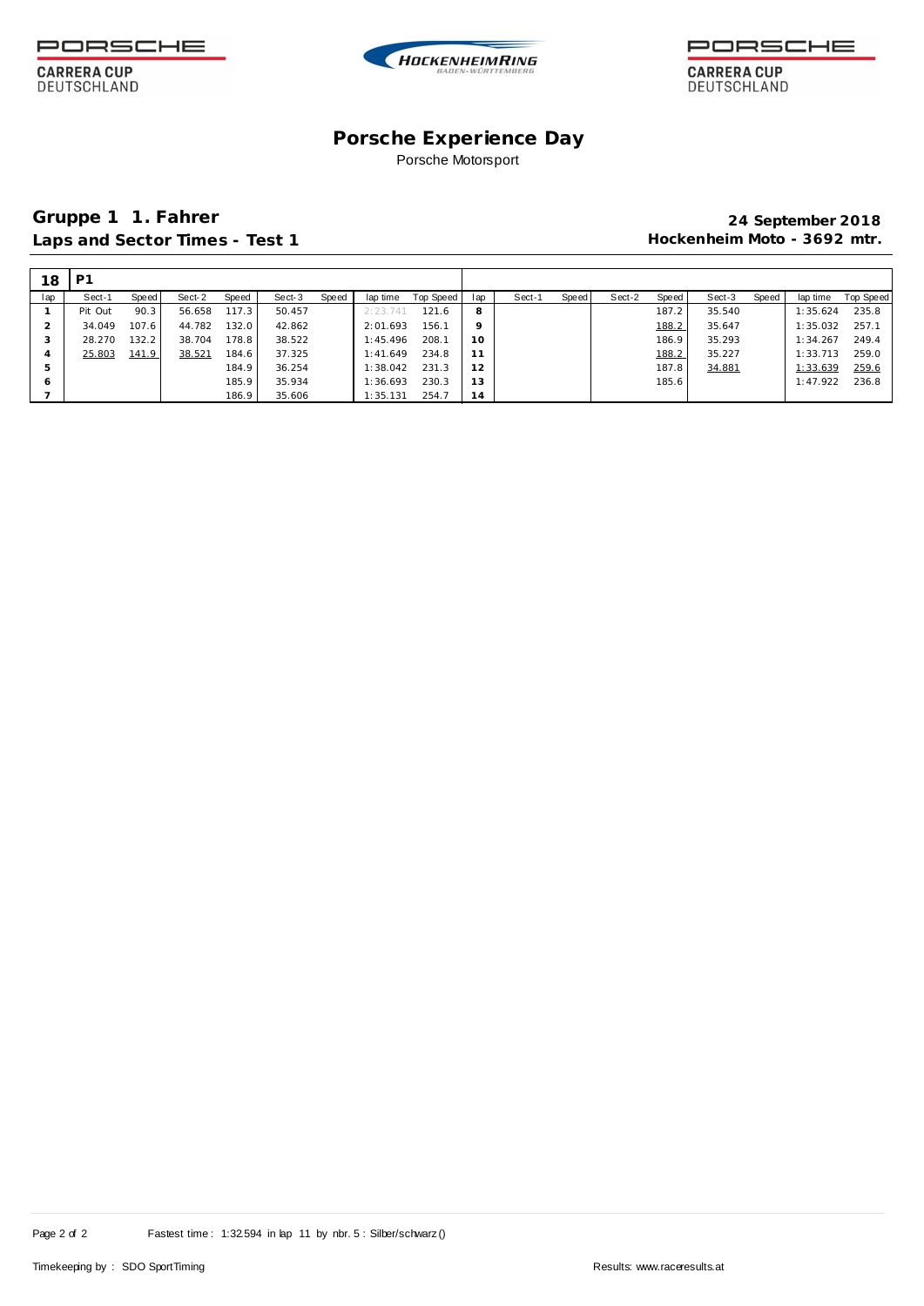# Porsche Experience Day

Porsche Motorsport

## Gruppe 1 1. Fahrer

**Laps and Sector Times - Test 1**

**24 September 2018**

**Hockenheim Moto - 3692 mtr.**

**18 P1**

| lap | Sect-1 | Speed | Sect-2 | Speed | Sect-3 | Speed | lap time | Top Speed | lap | Sect-1 | Speed | Sect-2 | Speed | Sect-3 | Speed | lap time | Top Speed |
|---|---|---|---|---|---|---|---|---|---|---|---|---|---|---|---|---|---|
| 1 | Pit Out | 90.3 | 56.658 | 117.3 | 50.457 | | 2:23.741 | 121.6 | 8 | | | | 187.2 | 35.540 | | 1:35.624 | 235.8 |
| 2 | 34.049 | 107.6 | 44.782 | 132.0 | 42.862 | | 2:01.693 | 156.1 | 9 | | | | 188.2 | 35.647 | | 1:35.032 | 257.1 |
| 3 | 28.270 | 132.2 | 38.704 | 178.8 | 38.522 | | 1:45.496 | 208.1 | 10 | | | | 186.9 | 35.293 | | 1:34.267 | 249.4 |
| 4 | 25.803 | 141.9 | 38.521 | 184.6 | 37.325 | | 1:41.649 | 234.8 | 11 | | | | 188.2 | 35.227 | | 1:33.713 | 259.0 |
| 5 | | | | 184.9 | 36.254 | | 1:38.042 | 231.3 | 12 | | | | 187.8 | 34.881 | | 1:33.639 | 259.6 |
| 6 | | | | 185.9 | 35.934 | | 1:36.693 | 230.3 | 13 | | | | 185.6 | | | 1:47.922 | 236.8 |
| 7 | | | | 186.9 | 35.606 | | 1:35.131 | 254.7 | 14 | | | | | | | | |

Fastest time : 1:32.594 in lap 11 by nbr. 5 : Silber/schwarz ()